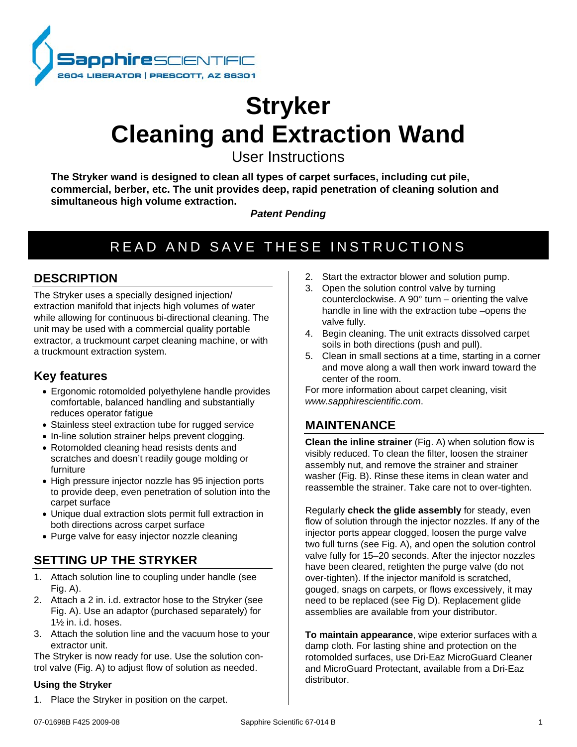**SapphireSCIENTIFIC**
2604 LIBERATOR | PRESCOTT, AZ 86301

# Stryker
# Cleaning and Extraction Wand

User Instructions

**The Stryker wand is designed to clean all types of carpet surfaces, including cut pile, commercial, berber, etc. The unit provides deep, rapid penetration of cleaning solution and simultaneous high volume extraction.**

***Patent Pending***

## READ AND SAVE THESE INSTRUCTIONS

## DESCRIPTION

The Stryker uses a specially designed injection/extraction manifold that injects high volumes of water while allowing for continuous bi-directional cleaning. The unit may be used with a commercial quality portable extractor, a truckmount carpet cleaning machine, or with a truckmount extraction system.

### Key features

- Ergonomic rotomolded polyethylene handle provides comfortable, balanced handling and substantially reduces operator fatigue
- Stainless steel extraction tube for rugged service
- In-line solution strainer helps prevent clogging.
- Rotomolded cleaning head resists dents and scratches and doesn't readily gouge molding or furniture
- High pressure injector nozzle has 95 injection ports to provide deep, even penetration of solution into the carpet surface
- Unique dual extraction slots permit full extraction in both directions across carpet surface
- Purge valve for easy injector nozzle cleaning

## SETTING UP THE STRYKER

1. Attach solution line to coupling under handle (see Fig. A).
2. Attach a 2 in. i.d. extractor hose to the Stryker (see Fig. A). Use an adaptor (purchased separately) for 1½ in. i.d. hoses.
3. Attach the solution line and the vacuum hose to your extractor unit.

The Stryker is now ready for use. Use the solution control valve (Fig. A) to adjust flow of solution as needed.

### Using the Stryker

1. Place the Stryker in position on the carpet.
2. Start the extractor blower and solution pump.
3. Open the solution control valve by turning counterclockwise. A 90° turn – orienting the valve handle in line with the extraction tube –opens the valve fully.
4. Begin cleaning. The unit extracts dissolved carpet soils in both directions (push and pull).
5. Clean in small sections at a time, starting in a corner and move along a wall then work inward toward the center of the room.

For more information about carpet cleaning, visit *www.sapphirescientific.com*.

## MAINTENANCE

**Clean the inline strainer** (Fig. A) when solution flow is visibly reduced. To clean the filter, loosen the strainer assembly nut, and remove the strainer and strainer washer (Fig. B). Rinse these items in clean water and reassemble the strainer. Take care not to over-tighten.

Regularly **check the glide assembly** for steady, even flow of solution through the injector nozzles. If any of the injector ports appear clogged, loosen the purge valve two full turns (see Fig. A), and open the solution control valve fully for 15–20 seconds. After the injector nozzles have been cleared, retighten the purge valve (do not over-tighten). If the injector manifold is scratched, gouged, snags on carpets, or flows excessively, it may need to be replaced (see Fig D). Replacement glide assemblies are available from your distributor.

**To maintain appearance**, wipe exterior surfaces with a damp cloth. For lasting shine and protection on the rotomolded surfaces, use Dri-Eaz MicroGuard Cleaner and MicroGuard Protectant, available from a Dri-Eaz distributor.

07-01698B F425 2009-08 Sapphire Scientific 67-014 B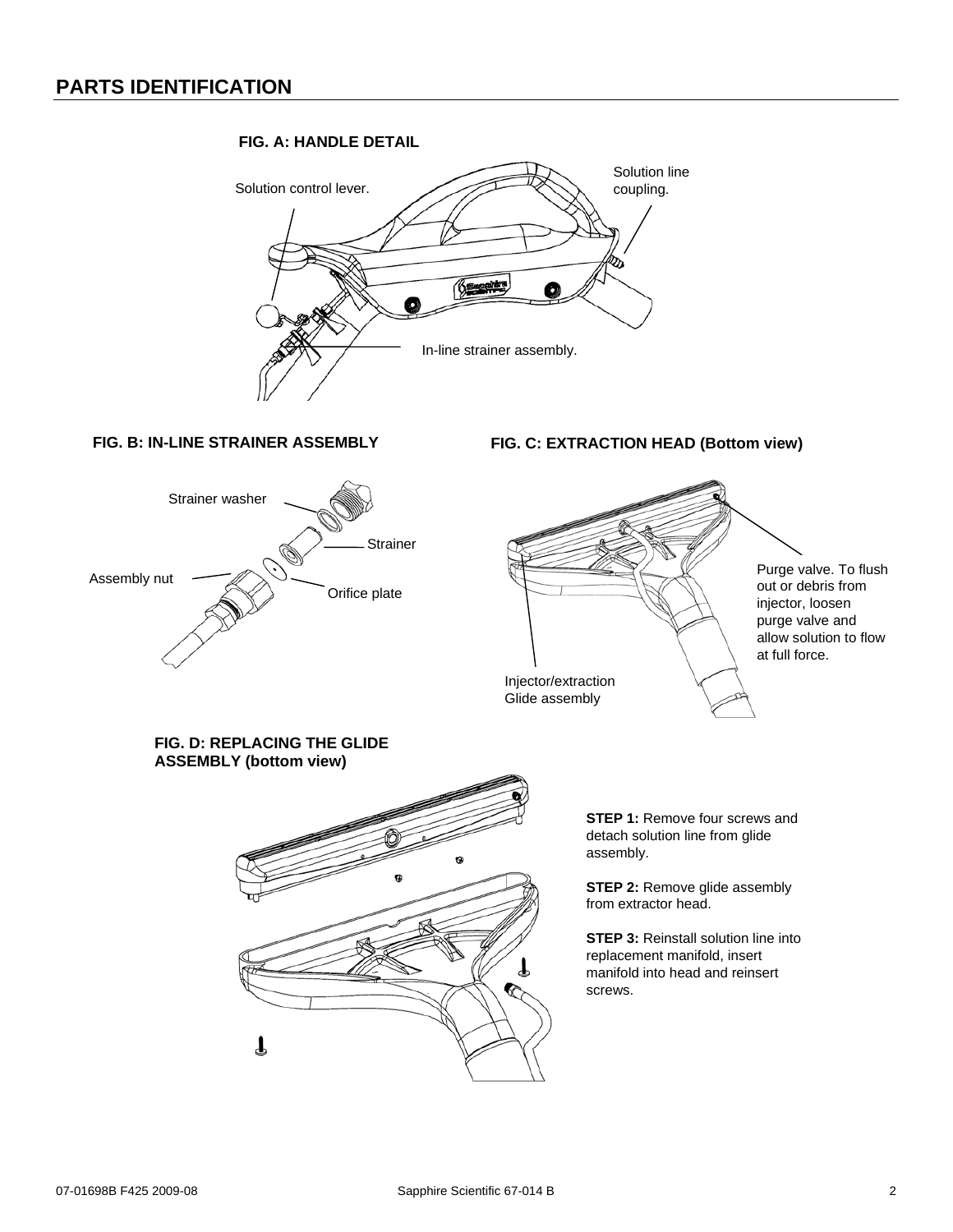## PARTS IDENTIFICATION

**FIG. A: HANDLE DETAIL**

Solution control lever.

Solution line coupling.

In-line strainer assembly.

**FIG. B: IN-LINE STRAINER ASSEMBLY**

Strainer washer

Strainer

Assembly nut

Orifice plate

**FIG. C: EXTRACTION HEAD (Bottom view)**

Purge valve. To flush out or debris from injector, loosen purge valve and allow solution to flow at full force.

Injector/extraction Glide assembly

**FIG. D: REPLACING THE GLIDE ASSEMBLY (bottom view)**

**STEP 1:** Remove four screws and detach solution line from glide assembly.

**STEP 2:** Remove glide assembly from extractor head.

**STEP 3:** Reinstall solution line into replacement manifold, insert manifold into head and reinsert screws.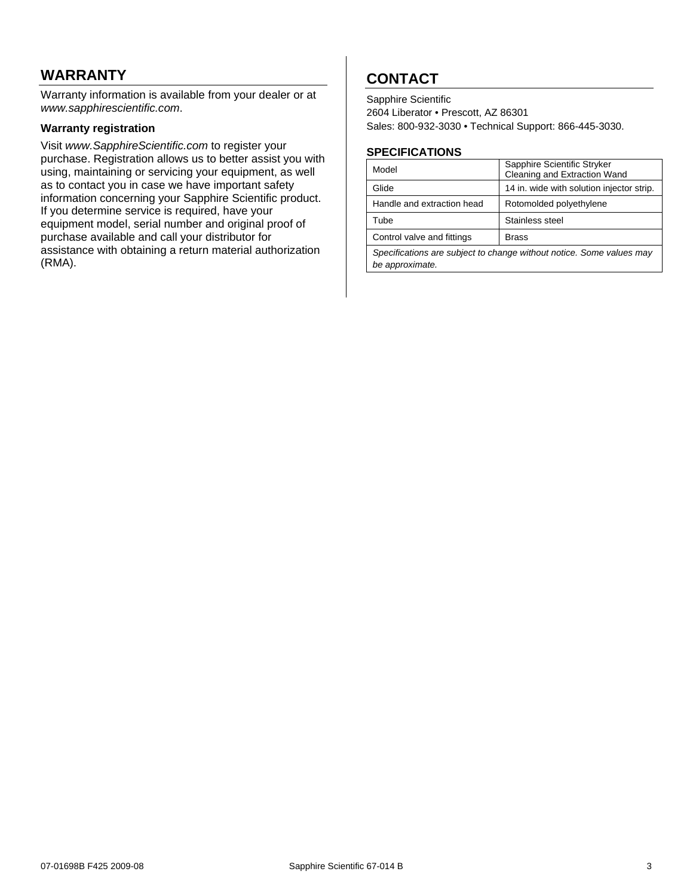## WARRANTY

Warranty information is available from your dealer or at *www.sapphirescientific.com*.

### Warranty registration

Visit *www.SapphireScientific.com* to register your purchase. Registration allows us to better assist you with using, maintaining or servicing your equipment, as well as to contact you in case we have important safety information concerning your Sapphire Scientific product. If you determine service is required, have your equipment model, serial number and original proof of purchase available and call your distributor for assistance with obtaining a return material authorization (RMA).

## CONTACT

Sapphire Scientific
2604 Liberator • Prescott, AZ 86301
Sales: 800-932-3030 • Technical Support: 866-445-3030.

### SPECIFICATIONS

| | |
|---|---|
| Model | Sapphire Scientific Stryker Cleaning and Extraction Wand |
| Glide | 14 in. wide with solution injector strip. |
| Handle and extraction head | Rotomolded polyethylene |
| Tube | Stainless steel |
| Control valve and fittings | Brass |
| *Specifications are subject to change without notice. Some values may be approximate.* | |